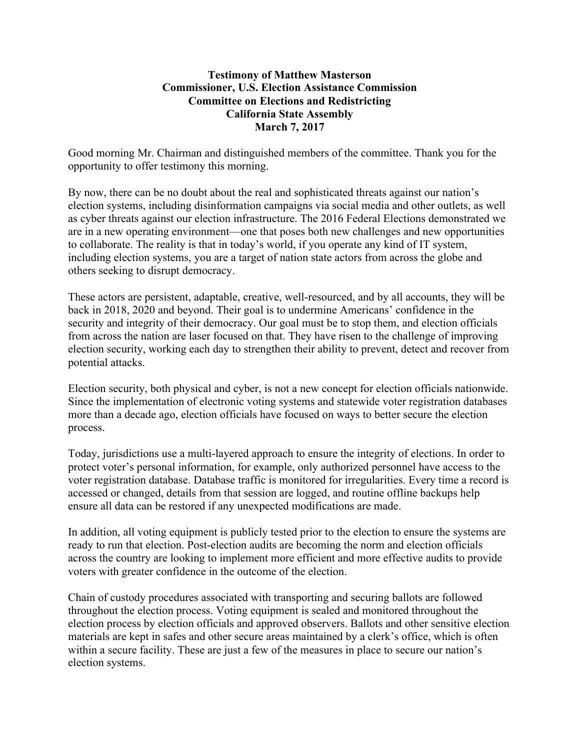**Testimony of Matthew Masterson**
**Commissioner, U.S. Election Assistance Commission**
**Committee on Elections and Redistricting**
**California State Assembly**
**March 7, 2017**

Good morning Mr. Chairman and distinguished members of the committee. Thank you for the opportunity to offer testimony this morning.

By now, there can be no doubt about the real and sophisticated threats against our nation's election systems, including disinformation campaigns via social media and other outlets, as well as cyber threats against our election infrastructure. The 2016 Federal Elections demonstrated we are in a new operating environment—one that poses both new challenges and new opportunities to collaborate. The reality is that in today's world, if you operate any kind of IT system, including election systems, you are a target of nation state actors from across the globe and others seeking to disrupt democracy.

These actors are persistent, adaptable, creative, well-resourced, and by all accounts, they will be back in 2018, 2020 and beyond. Their goal is to undermine Americans' confidence in the security and integrity of their democracy. Our goal must be to stop them, and election officials from across the nation are laser focused on that. They have risen to the challenge of improving election security, working each day to strengthen their ability to prevent, detect and recover from potential attacks.

Election security, both physical and cyber, is not a new concept for election officials nationwide. Since the implementation of electronic voting systems and statewide voter registration databases more than a decade ago, election officials have focused on ways to better secure the election process.

Today, jurisdictions use a multi-layered approach to ensure the integrity of elections. In order to protect voter's personal information, for example, only authorized personnel have access to the voter registration database. Database traffic is monitored for irregularities. Every time a record is accessed or changed, details from that session are logged, and routine offline backups help ensure all data can be restored if any unexpected modifications are made.

In addition, all voting equipment is publicly tested prior to the election to ensure the systems are ready to run that election. Post-election audits are becoming the norm and election officials across the country are looking to implement more efficient and more effective audits to provide voters with greater confidence in the outcome of the election.

Chain of custody procedures associated with transporting and securing ballots are followed throughout the election process. Voting equipment is sealed and monitored throughout the election process by election officials and approved observers. Ballots and other sensitive election materials are kept in safes and other secure areas maintained by a clerk's office, which is often within a secure facility. These are just a few of the measures in place to secure our nation's election systems.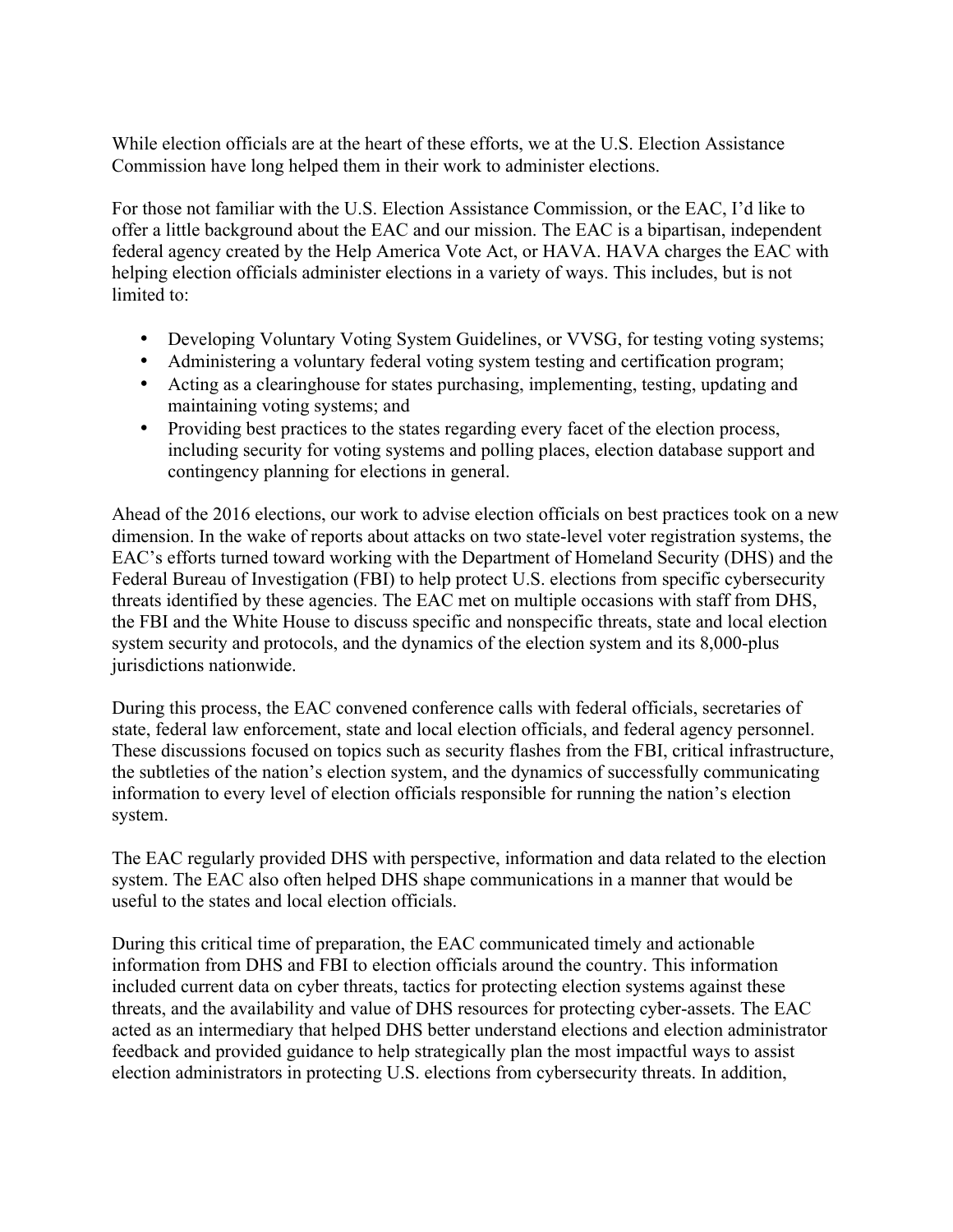While election officials are at the heart of these efforts, we at the U.S. Election Assistance Commission have long helped them in their work to administer elections.

For those not familiar with the U.S. Election Assistance Commission, or the EAC, I'd like to offer a little background about the EAC and our mission. The EAC is a bipartisan, independent federal agency created by the Help America Vote Act, or HAVA. HAVA charges the EAC with helping election officials administer elections in a variety of ways. This includes, but is not limited to:

- Developing Voluntary Voting System Guidelines, or VVSG, for testing voting systems;
- Administering a voluntary federal voting system testing and certification program;
- Acting as a clearinghouse for states purchasing, implementing, testing, updating and maintaining voting systems; and
- Providing best practices to the states regarding every facet of the election process, including security for voting systems and polling places, election database support and contingency planning for elections in general.

Ahead of the 2016 elections, our work to advise election officials on best practices took on a new dimension. In the wake of reports about attacks on two state-level voter registration systems, the EAC's efforts turned toward working with the Department of Homeland Security (DHS) and the Federal Bureau of Investigation (FBI) to help protect U.S. elections from specific cybersecurity threats identified by these agencies. The EAC met on multiple occasions with staff from DHS, the FBI and the White House to discuss specific and nonspecific threats, state and local election system security and protocols, and the dynamics of the election system and its 8,000-plus jurisdictions nationwide.

During this process, the EAC convened conference calls with federal officials, secretaries of state, federal law enforcement, state and local election officials, and federal agency personnel. These discussions focused on topics such as security flashes from the FBI, critical infrastructure, the subtleties of the nation's election system, and the dynamics of successfully communicating information to every level of election officials responsible for running the nation's election system.

The EAC regularly provided DHS with perspective, information and data related to the election system. The EAC also often helped DHS shape communications in a manner that would be useful to the states and local election officials.

During this critical time of preparation, the EAC communicated timely and actionable information from DHS and FBI to election officials around the country. This information included current data on cyber threats, tactics for protecting election systems against these threats, and the availability and value of DHS resources for protecting cyber-assets. The EAC acted as an intermediary that helped DHS better understand elections and election administrator feedback and provided guidance to help strategically plan the most impactful ways to assist election administrators in protecting U.S. elections from cybersecurity threats. In addition,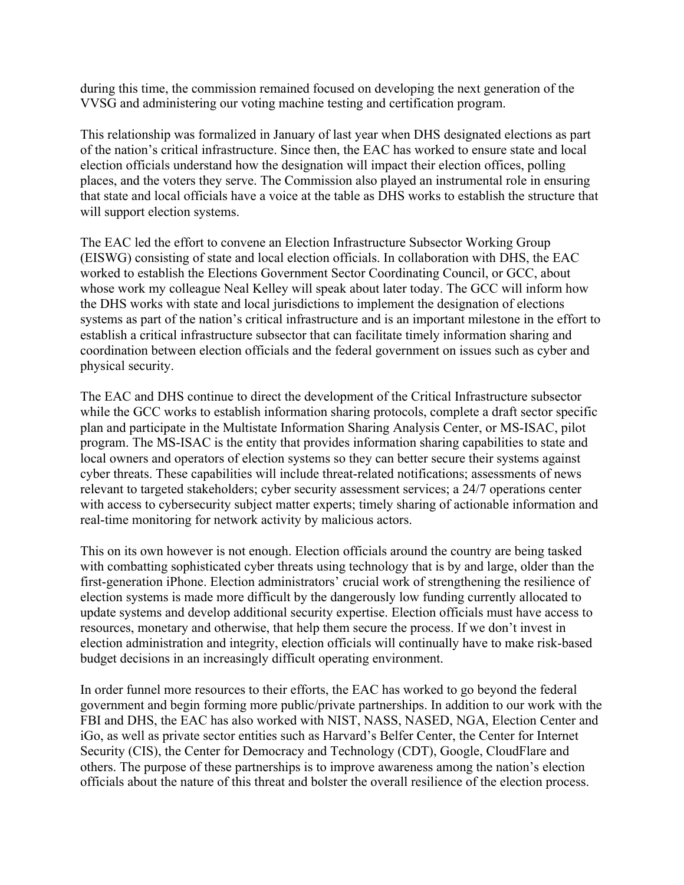during this time, the commission remained focused on developing the next generation of the VVSG and administering our voting machine testing and certification program.

This relationship was formalized in January of last year when DHS designated elections as part of the nation's critical infrastructure. Since then, the EAC has worked to ensure state and local election officials understand how the designation will impact their election offices, polling places, and the voters they serve. The Commission also played an instrumental role in ensuring that state and local officials have a voice at the table as DHS works to establish the structure that will support election systems.

The EAC led the effort to convene an Election Infrastructure Subsector Working Group (EISWG) consisting of state and local election officials. In collaboration with DHS, the EAC worked to establish the Elections Government Sector Coordinating Council, or GCC, about whose work my colleague Neal Kelley will speak about later today. The GCC will inform how the DHS works with state and local jurisdictions to implement the designation of elections systems as part of the nation's critical infrastructure and is an important milestone in the effort to establish a critical infrastructure subsector that can facilitate timely information sharing and coordination between election officials and the federal government on issues such as cyber and physical security.

The EAC and DHS continue to direct the development of the Critical Infrastructure subsector while the GCC works to establish information sharing protocols, complete a draft sector specific plan and participate in the Multistate Information Sharing Analysis Center, or MS-ISAC, pilot program. The MS-ISAC is the entity that provides information sharing capabilities to state and local owners and operators of election systems so they can better secure their systems against cyber threats. These capabilities will include threat-related notifications; assessments of news relevant to targeted stakeholders; cyber security assessment services; a 24/7 operations center with access to cybersecurity subject matter experts; timely sharing of actionable information and real-time monitoring for network activity by malicious actors.

This on its own however is not enough. Election officials around the country are being tasked with combatting sophisticated cyber threats using technology that is by and large, older than the first-generation iPhone. Election administrators' crucial work of strengthening the resilience of election systems is made more difficult by the dangerously low funding currently allocated to update systems and develop additional security expertise. Election officials must have access to resources, monetary and otherwise, that help them secure the process. If we don't invest in election administration and integrity, election officials will continually have to make risk-based budget decisions in an increasingly difficult operating environment.

In order funnel more resources to their efforts, the EAC has worked to go beyond the federal government and begin forming more public/private partnerships. In addition to our work with the FBI and DHS, the EAC has also worked with NIST, NASS, NASED, NGA, Election Center and iGo, as well as private sector entities such as Harvard's Belfer Center, the Center for Internet Security (CIS), the Center for Democracy and Technology (CDT), Google, CloudFlare and others. The purpose of these partnerships is to improve awareness among the nation's election officials about the nature of this threat and bolster the overall resilience of the election process.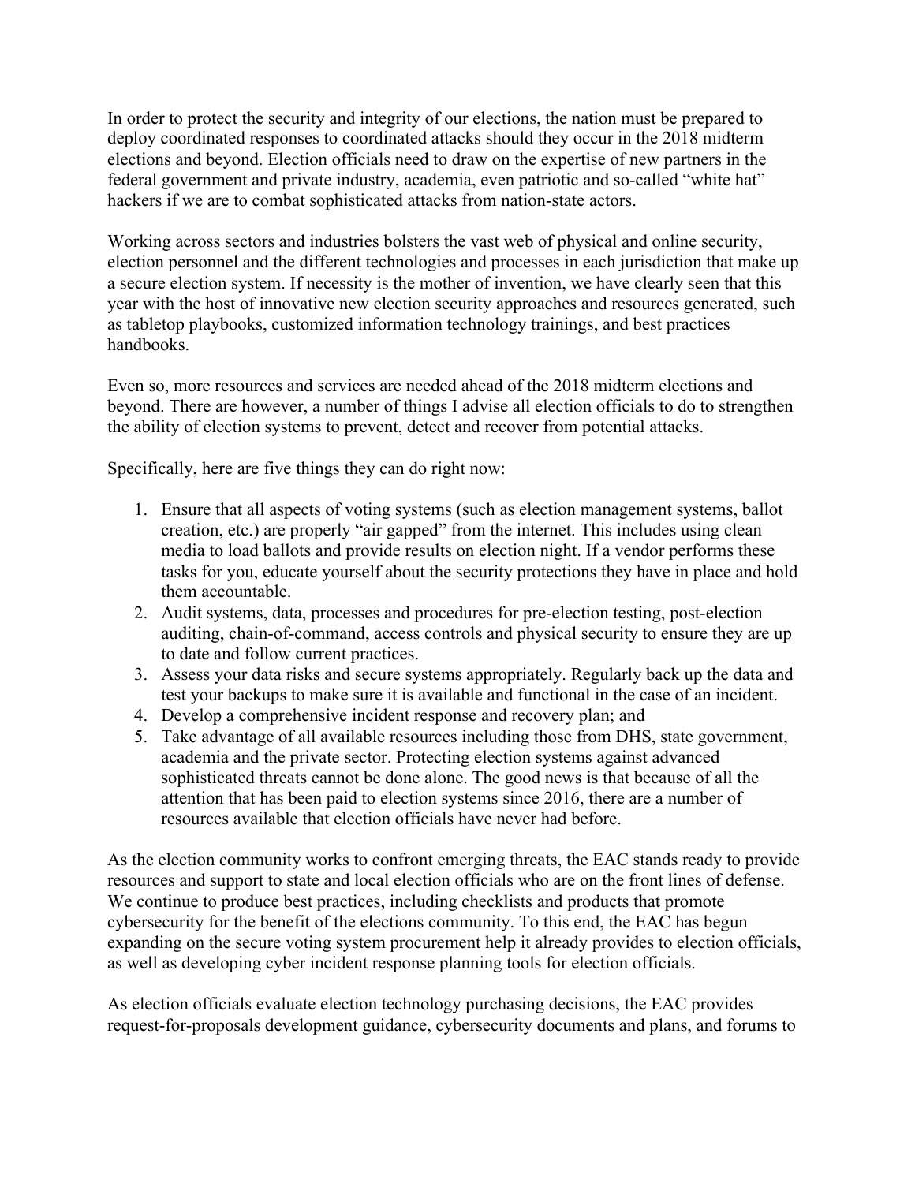In order to protect the security and integrity of our elections, the nation must be prepared to deploy coordinated responses to coordinated attacks should they occur in the 2018 midterm elections and beyond. Election officials need to draw on the expertise of new partners in the federal government and private industry, academia, even patriotic and so-called "white hat" hackers if we are to combat sophisticated attacks from nation-state actors.

Working across sectors and industries bolsters the vast web of physical and online security, election personnel and the different technologies and processes in each jurisdiction that make up a secure election system. If necessity is the mother of invention, we have clearly seen that this year with the host of innovative new election security approaches and resources generated, such as tabletop playbooks, customized information technology trainings, and best practices handbooks.

Even so, more resources and services are needed ahead of the 2018 midterm elections and beyond. There are however, a number of things I advise all election officials to do to strengthen the ability of election systems to prevent, detect and recover from potential attacks.

Specifically, here are five things they can do right now:

1. Ensure that all aspects of voting systems (such as election management systems, ballot creation, etc.) are properly "air gapped" from the internet. This includes using clean media to load ballots and provide results on election night. If a vendor performs these tasks for you, educate yourself about the security protections they have in place and hold them accountable.
2. Audit systems, data, processes and procedures for pre-election testing, post-election auditing, chain-of-command, access controls and physical security to ensure they are up to date and follow current practices.
3. Assess your data risks and secure systems appropriately. Regularly back up the data and test your backups to make sure it is available and functional in the case of an incident.
4. Develop a comprehensive incident response and recovery plan; and
5. Take advantage of all available resources including those from DHS, state government, academia and the private sector. Protecting election systems against advanced sophisticated threats cannot be done alone. The good news is that because of all the attention that has been paid to election systems since 2016, there are a number of resources available that election officials have never had before.

As the election community works to confront emerging threats, the EAC stands ready to provide resources and support to state and local election officials who are on the front lines of defense. We continue to produce best practices, including checklists and products that promote cybersecurity for the benefit of the elections community. To this end, the EAC has begun expanding on the secure voting system procurement help it already provides to election officials, as well as developing cyber incident response planning tools for election officials.

As election officials evaluate election technology purchasing decisions, the EAC provides request-for-proposals development guidance, cybersecurity documents and plans, and forums to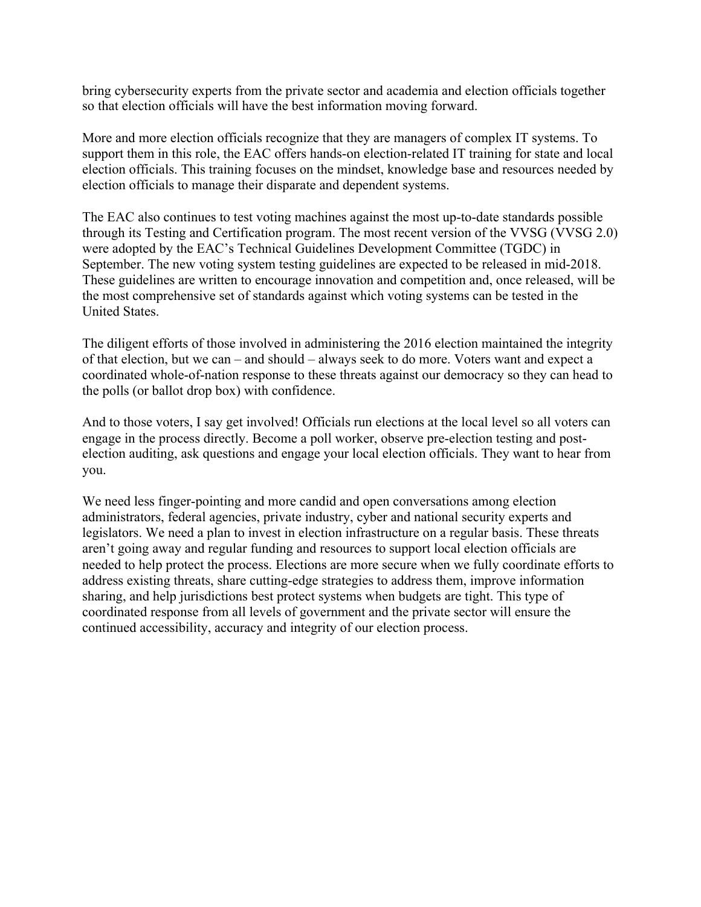bring cybersecurity experts from the private sector and academia and election officials together so that election officials will have the best information moving forward.

More and more election officials recognize that they are managers of complex IT systems. To support them in this role, the EAC offers hands-on election-related IT training for state and local election officials. This training focuses on the mindset, knowledge base and resources needed by election officials to manage their disparate and dependent systems.

The EAC also continues to test voting machines against the most up-to-date standards possible through its Testing and Certification program. The most recent version of the VVSG (VVSG 2.0) were adopted by the EAC's Technical Guidelines Development Committee (TGDC) in September. The new voting system testing guidelines are expected to be released in mid-2018. These guidelines are written to encourage innovation and competition and, once released, will be the most comprehensive set of standards against which voting systems can be tested in the United States.

The diligent efforts of those involved in administering the 2016 election maintained the integrity of that election, but we can – and should – always seek to do more. Voters want and expect a coordinated whole-of-nation response to these threats against our democracy so they can head to the polls (or ballot drop box) with confidence.

And to those voters, I say get involved! Officials run elections at the local level so all voters can engage in the process directly. Become a poll worker, observe pre-election testing and post-election auditing, ask questions and engage your local election officials. They want to hear from you.

We need less finger-pointing and more candid and open conversations among election administrators, federal agencies, private industry, cyber and national security experts and legislators. We need a plan to invest in election infrastructure on a regular basis. These threats aren't going away and regular funding and resources to support local election officials are needed to help protect the process. Elections are more secure when we fully coordinate efforts to address existing threats, share cutting-edge strategies to address them, improve information sharing, and help jurisdictions best protect systems when budgets are tight. This type of coordinated response from all levels of government and the private sector will ensure the continued accessibility, accuracy and integrity of our election process.